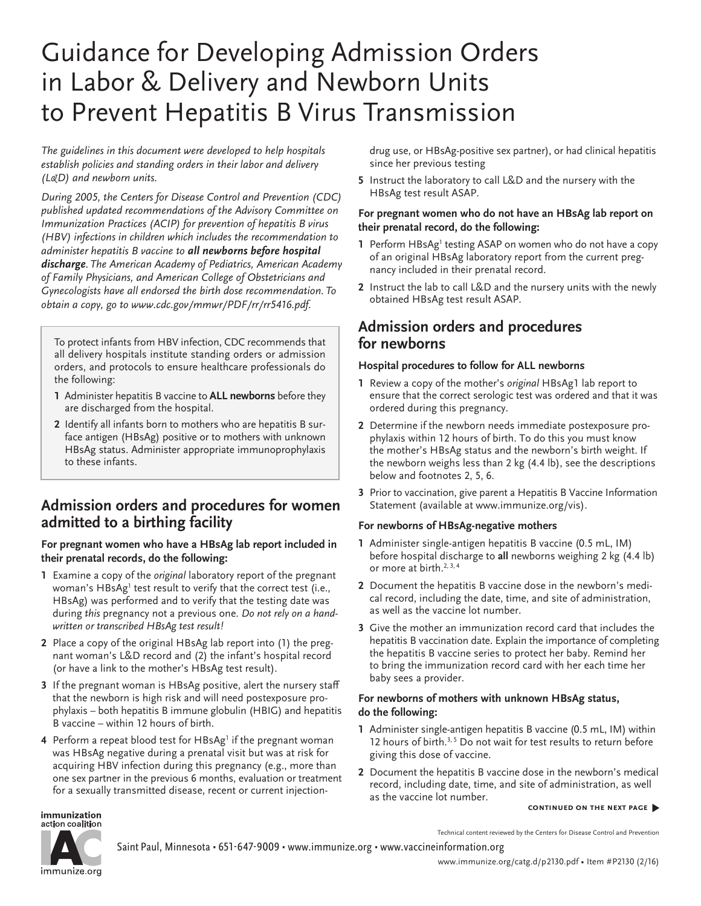# Guidance for Developing Admission Orders in Labor & Delivery and Newborn Units to Prevent Hepatitis B Virus Transmission

*The guidelines in this document were developed to help hospitals establish policies and standing orders in their labor and delivery (L&D) and newborn units.*

*During 2005, the Centers for Disease Control and Prevention (CDC) published updated recommendations of the Advisory Committee on Immunization Practices (ACIP) for prevention of hepatitis B virus (HBV) infections in children which includes the recommendation to administer hepatitis B vaccine to **all newborns before hospital discharge**. The American Academy of Pediatrics, American Academy of Family Physicians, and American College of Obstetricians and Gynecologists have all endorsed the birth dose recommendation. To obtain a copy, go to www.cdc.gov/mmwr/PDF/rr/rr5416.pdf.*

> To protect infants from HBV infection, CDC recommends that all delivery hospitals institute standing orders or admission orders, and protocols to ensure healthcare professionals do the following:
>
> 1 Administer hepatitis B vaccine to **ALL newborns** before they are discharged from the hospital.
>
> 2 Identify all infants born to mothers who are hepatitis B surface antigen (HBsAg) positive or to mothers with unknown HBsAg status. Administer appropriate immunoprophylaxis to these infants.

## Admission orders and procedures for women admitted to a birthing facility

### For pregnant women who have a HBsAg lab report included in their prenatal records, do the following:

1 Examine a copy of the *original* laboratory report of the pregnant woman's HBsAg[1] test result to verify that the correct test (i.e., HBsAg) was performed and to verify that the testing date was during *this* pregnancy not a previous one. *Do not rely on a handwritten or transcribed HBsAg test result!*

2 Place a copy of the original HBsAg lab report into (1) the pregnant woman's L&D record and (2) the infant's hospital record (or have a link to the mother's HBsAg test result).

3 If the pregnant woman is HBsAg positive, alert the nursery staff that the newborn is high risk and will need postexposure prophylaxis – both hepatitis B immune globulin (HBIG) and hepatitis B vaccine – within 12 hours of birth.

4 Perform a repeat blood test for HBsAg[1] if the pregnant woman was HBsAg negative during a prenatal visit but was at risk for acquiring HBV infection during this pregnancy (e.g., more than one sex partner in the previous 6 months, evaluation or treatment for a sexually transmitted disease, recent or current injection-drug use, or HBsAg-positive sex partner), or had clinical hepatitis since her previous testing

5 Instruct the laboratory to call L&D and the nursery with the HBsAg test result ASAP.

### For pregnant women who do not have an HBsAg lab report on their prenatal record, do the following:

1 Perform HBsAg[1] testing ASAP on women who do not have a copy of an original HBsAg laboratory report from the current pregnancy included in their prenatal record.

2 Instruct the lab to call L&D and the nursery units with the newly obtained HBsAg test result ASAP.

## Admission orders and procedures for newborns

### Hospital procedures to follow for ALL newborns

1 Review a copy of the mother's *original* HBsAg1 lab report to ensure that the correct serologic test was ordered and that it was ordered during this pregnancy.

2 Determine if the newborn needs immediate postexposure prophylaxis within 12 hours of birth. To do this you must know the mother's HBsAg status and the newborn's birth weight. If the newborn weighs less than 2 kg (4.4 lb), see the descriptions below and footnotes 2, 5, 6.

3 Prior to vaccination, give parent a Hepatitis B Vaccine Information Statement (available at www.immunize.org/vis).

### For newborns of HBsAg-negative mothers

1 Administer single-antigen hepatitis B vaccine (0.5 mL, IM) before hospital discharge to **all** newborns weighing 2 kg (4.4 lb) or more at birth.[2, 3, 4]

2 Document the hepatitis B vaccine dose in the newborn's medical record, including the date, time, and site of administration, as well as the vaccine lot number.

3 Give the mother an immunization record card that includes the hepatitis B vaccination date. Explain the importance of completing the hepatitis B vaccine series to protect her baby. Remind her to bring the immunization record card with her each time her baby sees a provider.

### For newborns of mothers with unknown HBsAg status, do the following:

1 Administer single-antigen hepatitis B vaccine (0.5 mL, IM) within 12 hours of birth.[3, 5] Do not wait for test results to return before giving this dose of vaccine.

2 Document the hepatitis B vaccine dose in the newborn's medical record, including date, time, and site of administration, as well as the vaccine lot number.

**CONTINUED ON THE NEXT PAGE**

Technical content reviewed by the Centers for Disease Control and Prevention

Saint Paul, Minnesota • 651-647-9009 • www.immunize.org • www.vaccineinformation.org

www.immunize.org/catg.d/p2130.pdf • Item #P2130 (2/16)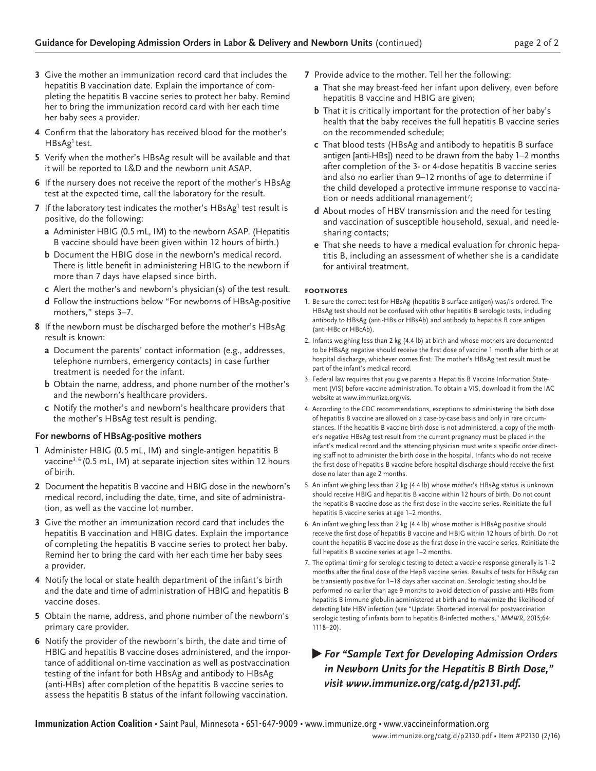3 Give the mother an immunization record card that includes the hepatitis B vaccination date. Explain the importance of completing the hepatitis B vaccine series to protect her baby. Remind her to bring the immunization record card with her each time her baby sees a provider.

4 Confirm that the laboratory has received blood for the mother's HBsAg[1] test.

5 Verify when the mother's HBsAg result will be available and that it will be reported to L&D and the newborn unit ASAP.

6 If the nursery does not receive the report of the mother's HBsAg test at the expected time, call the laboratory for the result.

7 If the laboratory test indicates the mother's HBsAg[1] test result is positive, do the following:

   a Administer HBIG (0.5 mL, IM) to the newborn ASAP. (Hepatitis B vaccine should have been given within 12 hours of birth.)

   b Document the HBIG dose in the newborn's medical record. There is little benefit in administering HBIG to the newborn if more than 7 days have elapsed since birth.

   c Alert the mother's and newborn's physician(s) of the test result.

   d Follow the instructions below "For newborns of HBsAg-positive mothers," steps 3–7.

8 If the newborn must be discharged before the mother's HBsAg result is known:

   a Document the parents' contact information (e.g., addresses, telephone numbers, emergency contacts) in case further treatment is needed for the infant.

   b Obtain the name, address, and phone number of the mother's and the newborn's healthcare providers.

   c Notify the mother's and newborn's healthcare providers that the mother's HBsAg test result is pending.

### For newborns of HBsAg-positive mothers

1 Administer HBIG (0.5 mL, IM) and single-antigen hepatitis B vaccine[3, 6] (0.5 mL, IM) at separate injection sites within 12 hours of birth.

2 Document the hepatitis B vaccine and HBIG dose in the newborn's medical record, including the date, time, and site of administration, as well as the vaccine lot number.

3 Give the mother an immunization record card that includes the hepatitis B vaccination and HBIG dates. Explain the importance of completing the hepatitis B vaccine series to protect her baby. Remind her to bring the card with her each time her baby sees a provider.

4 Notify the local or state health department of the infant's birth and the date and time of administration of HBIG and hepatitis B vaccine doses.

5 Obtain the name, address, and phone number of the newborn's primary care provider.

6 Notify the provider of the newborn's birth, the date and time of HBIG and hepatitis B vaccine doses administered, and the importance of additional on-time vaccination as well as postvaccination testing of the infant for both HBsAg and antibody to HBsAg (anti-HBs) after completion of the hepatitis B vaccine series to assess the hepatitis B status of the infant following vaccination.

7 Provide advice to the mother. Tell her the following:

   a That she may breast-feed her infant upon delivery, even before hepatitis B vaccine and HBIG are given;

   b That it is critically important for the protection of her baby's health that the baby receives the full hepatitis B vaccine series on the recommended schedule;

   c That blood tests (HBsAg and antibody to hepatitis B surface antigen [anti-HBs]) need to be drawn from the baby 1–2 months after completion of the 3- or 4-dose hepatitis B vaccine series and also no earlier than 9–12 months of age to determine if the child developed a protective immune response to vaccination or needs additional management[7];

   d About modes of HBV transmission and the need for testing and vaccination of susceptible household, sexual, and needle-sharing contacts;

   e That she needs to have a medical evaluation for chronic hepatitis B, including an assessment of whether she is a candidate for antiviral treatment.

#### FOOTNOTES

1. Be sure the correct test for HBsAg (hepatitis B surface antigen) was/is ordered. The HBsAg test should not be confused with other hepatitis B serologic tests, including antibody to HBsAg (anti-HBs or HBsAb) and antibody to hepatitis B core antigen (anti-HBc or HBcAb).
2. Infants weighing less than 2 kg (4.4 lb) at birth and whose mothers are documented to be HBsAg negative should receive the first dose of vaccine 1 month after birth or at hospital discharge, whichever comes first. The mother's HBsAg test result must be part of the infant's medical record.
3. Federal law requires that you give parents a Hepatitis B Vaccine Information Statement (VIS) before vaccine administration. To obtain a VIS, download it from the IAC website at www.immunize.org/vis.
4. According to the CDC recommendations, exceptions to administering the birth dose of hepatitis B vaccine are allowed on a case-by-case basis and only in rare circumstances. If the hepatitis B vaccine birth dose is not administered, a copy of the mother's negative HBsAg test result from the current pregnancy must be placed in the infant's medical record and the attending physician must write a specific order directing staff not to administer the birth dose in the hospital. Infants who do not receive the first dose of hepatitis B vaccine before hospital discharge should receive the first dose no later than age 2 months.
5. An infant weighing less than 2 kg (4.4 lb) whose mother's HBsAg status is unknown should receive HBIG and hepatitis B vaccine within 12 hours of birth. Do not count the hepatitis B vaccine dose as the first dose in the vaccine series. Reinitiate the full hepatitis B vaccine series at age 1–2 months.
6. An infant weighing less than 2 kg (4.4 lb) whose mother is HBsAg positive should receive the first dose of hepatitis B vaccine and HBIG within 12 hours of birth. Do not count the hepatitis B vaccine dose as the first dose in the vaccine series. Reinitiate the full hepatitis B vaccine series at age 1–2 months.
7. The optimal timing for serologic testing to detect a vaccine response generally is 1–2 months after the final dose of the HepB vaccine series. Results of tests for HBsAg can be transiently positive for 1–18 days after vaccination. Serologic testing should be performed no earlier than age 9 months to avoid detection of passive anti-HBs from hepatitis B immune globulin administered at birth and to maximize the likelihood of detecting late HBV infection (see "Update: Shortened interval for postvaccination serologic testing of infants born to hepatitis B-infected mothers," *MMWR*, 2015;64: 1118–20).

***For "Sample Text for Developing Admission Orders in Newborn Units for the Hepatitis B Birth Dose," visit www.immunize.org/catg.d/p2131.pdf.***

**Immunization Action Coalition** • Saint Paul, Minnesota • 651-647-9009 • www.immunize.org • www.vaccineinformation.org

www.immunize.org/catg.d/p2130.pdf • Item #P2130 (2/16)